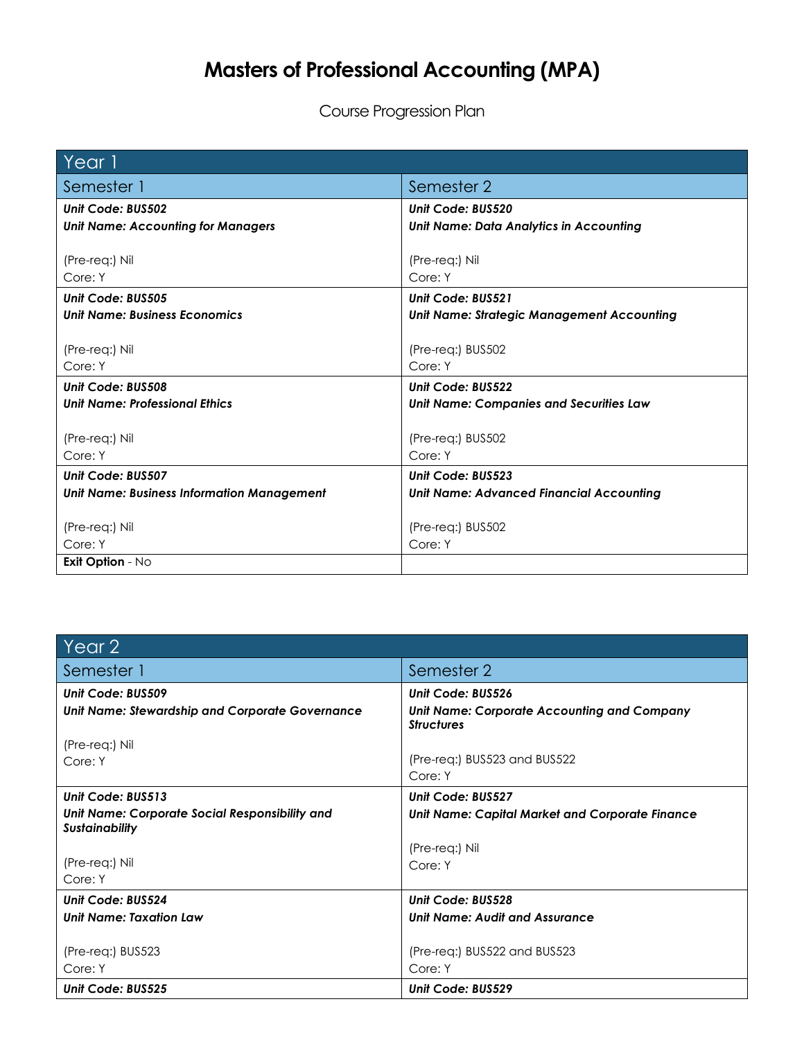# Masters of Professional Accounting (MPA)

Course Progression Plan

| Year 1 | |
|---|---|
| **Semester 1** | **Semester 2** |
| ***Unit Code: BUS502***<br>***Unit Name: Accounting for Managers***<br><br>(Pre-req:) Nil<br>Core: Y | ***Unit Code: BUS520***<br>***Unit Name: Data Analytics in Accounting***<br><br>(Pre-req:) Nil<br>Core: Y |
| ***Unit Code: BUS505***<br>***Unit Name: Business Economics***<br><br>(Pre-req:) Nil<br>Core: Y | ***Unit Code: BUS521***<br>***Unit Name: Strategic Management Accounting***<br><br>(Pre-req:) BUS502<br>Core: Y |
| ***Unit Code: BUS508***<br>***Unit Name: Professional Ethics***<br><br>(Pre-req:) Nil<br>Core: Y | ***Unit Code: BUS522***<br>***Unit Name: Companies and Securities Law***<br><br>(Pre-req:) BUS502<br>Core: Y |
| ***Unit Code: BUS507***<br>***Unit Name: Business Information Management***<br><br>(Pre-req:) Nil<br>Core: Y | ***Unit Code: BUS523***<br>***Unit Name: Advanced Financial Accounting***<br><br>(Pre-req:) BUS502<br>Core: Y |
| **Exit Option** - No | |

| Year 2 | |
|---|---|
| **Semester 1** | **Semester 2** |
| ***Unit Code: BUS509***<br>***Unit Name: Stewardship and Corporate Governance***<br><br>(Pre-req:) Nil<br>Core: Y | ***Unit Code: BUS526***<br>***Unit Name: Corporate Accounting and Company Structures***<br><br>(Pre-req:) BUS523 and BUS522<br>Core: Y |
| ***Unit Code: BUS513***<br>***Unit Name: Corporate Social Responsibility and Sustainability***<br><br>(Pre-req:) Nil<br>Core: Y | ***Unit Code: BUS527***<br>***Unit Name: Capital Market and Corporate Finance***<br><br>(Pre-req:) Nil<br>Core: Y |
| ***Unit Code: BUS524***<br>***Unit Name: Taxation Law***<br><br>(Pre-req:) BUS523<br>Core: Y | ***Unit Code: BUS528***<br>***Unit Name: Audit and Assurance***<br><br>(Pre-req:) BUS522 and BUS523<br>Core: Y |
| ***Unit Code: BUS525*** | ***Unit Code: BUS529*** |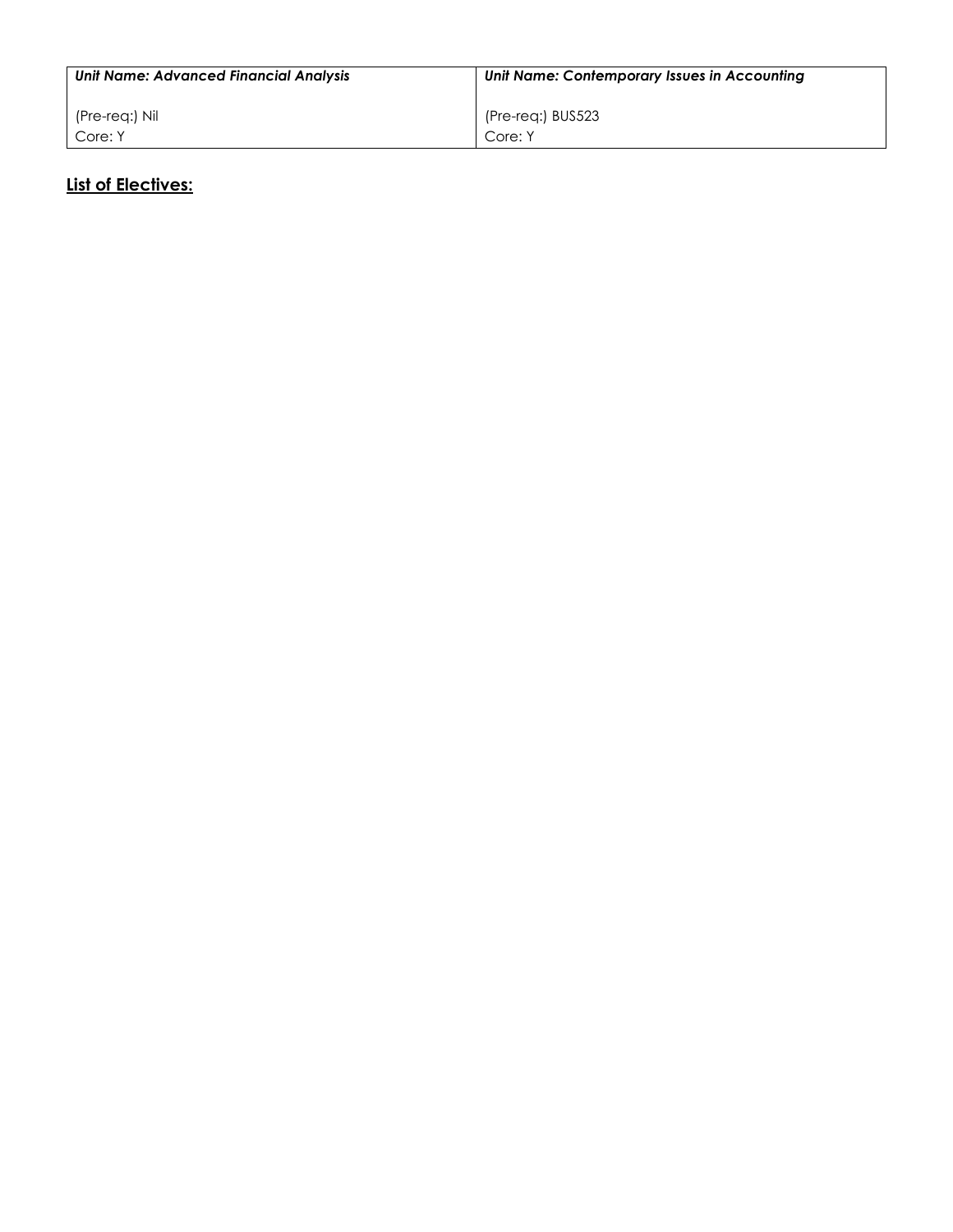| | |
|---|---|
| ***Unit Name: Advanced Financial Analysis***<br><br>(Pre-req:) Nil<br>Core: Y | ***Unit Name: Contemporary Issues in Accounting***<br><br>(Pre-req:) BUS523<br>Core: Y |

**List of Electives:**